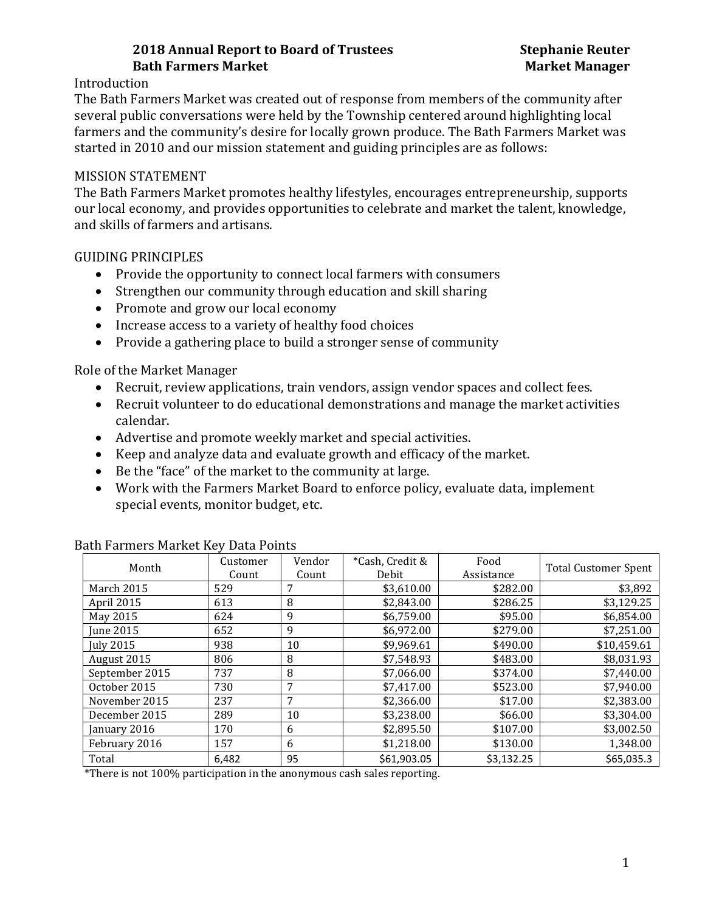# 2018 Annual Report to Board of Trustees — Stephanie Reuter
## Bath Farmers Market — Market Manager

Introduction

The Bath Farmers Market was created out of response from members of the community after several public conversations were held by the Township centered around highlighting local farmers and the community's desire for locally grown produce. The Bath Farmers Market was started in 2010 and our mission statement and guiding principles are as follows:

MISSION STATEMENT

The Bath Farmers Market promotes healthy lifestyles, encourages entrepreneurship, supports our local economy, and provides opportunities to celebrate and market the talent, knowledge, and skills of farmers and artisans.

GUIDING PRINCIPLES

- Provide the opportunity to connect local farmers with consumers
- Strengthen our community through education and skill sharing
- Promote and grow our local economy
- Increase access to a variety of healthy food choices
- Provide a gathering place to build a stronger sense of community

Role of the Market Manager

- Recruit, review applications, train vendors, assign vendor spaces and collect fees.
- Recruit volunteer to do educational demonstrations and manage the market activities calendar.
- Advertise and promote weekly market and special activities.
- Keep and analyze data and evaluate growth and efficacy of the market.
- Be the "face" of the market to the community at large.
- Work with the Farmers Market Board to enforce policy, evaluate data, implement special events, monitor budget, etc.

Bath Farmers Market Key Data Points

| Month | Customer Count | Vendor Count | *Cash, Credit & Debit | Food Assistance | Total Customer Spent |
|---|---|---|---|---|---|
| March 2015 | 529 | 7 | $3,610.00 | $282.00 | $3,892 |
| April 2015 | 613 | 8 | $2,843.00 | $286.25 | $3,129.25 |
| May 2015 | 624 | 9 | $6,759.00 | $95.00 | $6,854.00 |
| June 2015 | 652 | 9 | $6,972.00 | $279.00 | $7,251.00 |
| July 2015 | 938 | 10 | $9,969.61 | $490.00 | $10,459.61 |
| August 2015 | 806 | 8 | $7,548.93 | $483.00 | $8,031.93 |
| September 2015 | 737 | 8 | $7,066.00 | $374.00 | $7,440.00 |
| October 2015 | 730 | 7 | $7,417.00 | $523.00 | $7,940.00 |
| November 2015 | 237 | 7 | $2,366.00 | $17.00 | $2,383.00 |
| December 2015 | 289 | 10 | $3,238.00 | $66.00 | $3,304.00 |
| January 2016 | 170 | 6 | $2,895.50 | $107.00 | $3,002.50 |
| February 2016 | 157 | 6 | $1,218.00 | $130.00 | 1,348.00 |
| Total | 6,482 | 95 | $61,903.05 | $3,132.25 | $65,035.3 |

*There is not 100% participation in the anonymous cash sales reporting.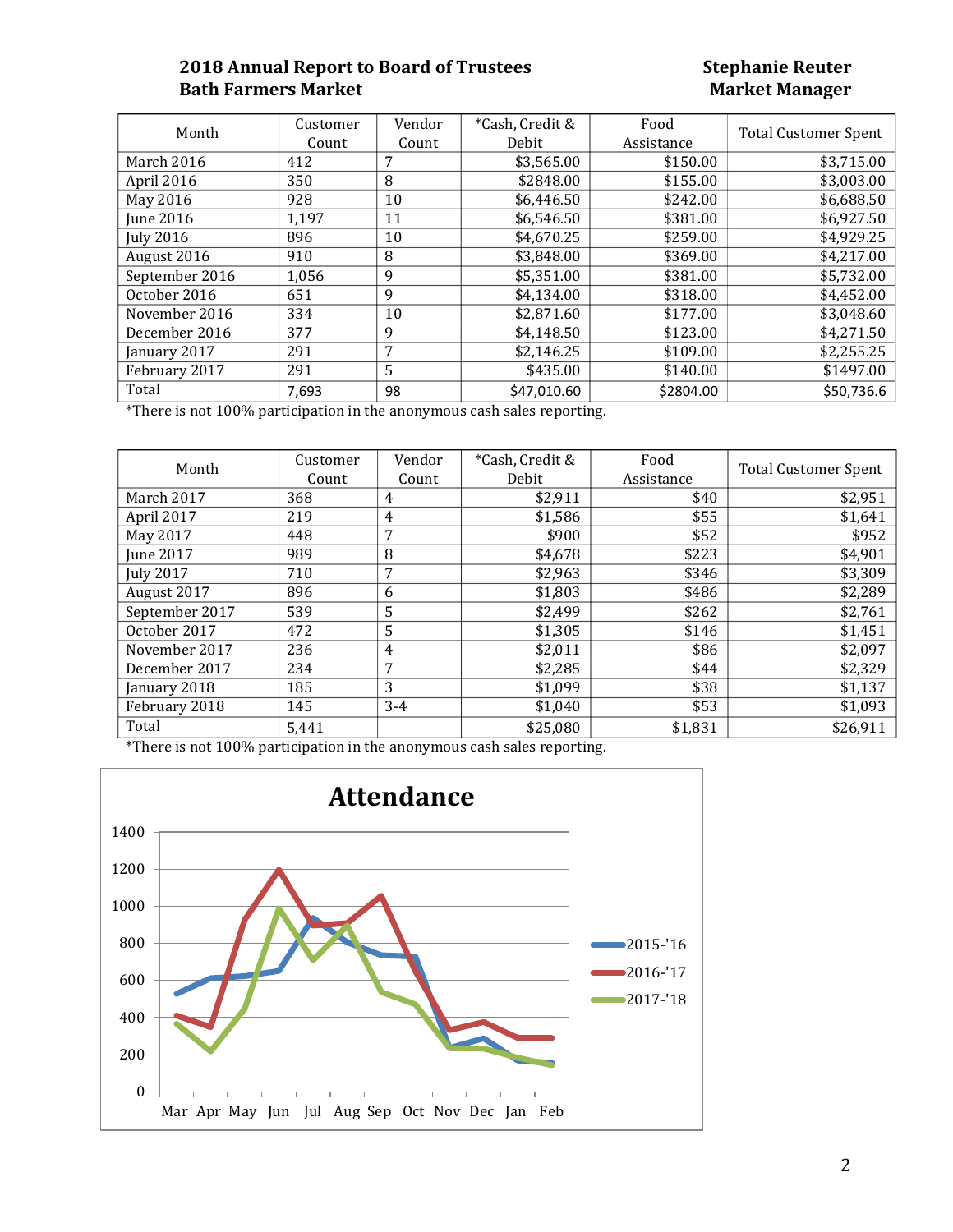**2018 Annual Report to Board of Trustees**
**Bath Farmers Market**

**Stephanie Reuter**
**Market Manager**

| Month | Customer Count | Vendor Count | *Cash, Credit & Debit | Food Assistance | Total Customer Spent |
|---|---|---|---|---|---|
| March 2016 | 412 | 7 | $3,565.00 | $150.00 | $3,715.00 |
| April 2016 | 350 | 8 | $2848.00 | $155.00 | $3,003.00 |
| May 2016 | 928 | 10 | $6,446.50 | $242.00 | $6,688.50 |
| June 2016 | 1,197 | 11 | $6,546.50 | $381.00 | $6,927.50 |
| July 2016 | 896 | 10 | $4,670.25 | $259.00 | $4,929.25 |
| August 2016 | 910 | 8 | $3,848.00 | $369.00 | $4,217.00 |
| September 2016 | 1,056 | 9 | $5,351.00 | $381.00 | $5,732.00 |
| October 2016 | 651 | 9 | $4,134.00 | $318.00 | $4,452.00 |
| November 2016 | 334 | 10 | $2,871.60 | $177.00 | $3,048.60 |
| December 2016 | 377 | 9 | $4,148.50 | $123.00 | $4,271.50 |
| January 2017 | 291 | 7 | $2,146.25 | $109.00 | $2,255.25 |
| February 2017 | 291 | 5 | $435.00 | $140.00 | $1497.00 |
| Total | 7,693 | 98 | $47,010.60 | $2804.00 | $50,736.6 |

*There is not 100% participation in the anonymous cash sales reporting.

| Month | Customer Count | Vendor Count | *Cash, Credit & Debit | Food Assistance | Total Customer Spent |
|---|---|---|---|---|---|
| March 2017 | 368 | 4 | $2,911 | $40 | $2,951 |
| April 2017 | 219 | 4 | $1,586 | $55 | $1,641 |
| May 2017 | 448 | 7 | $900 | $52 | $952 |
| June 2017 | 989 | 8 | $4,678 | $223 | $4,901 |
| July 2017 | 710 | 7 | $2,963 | $346 | $3,309 |
| August 2017 | 896 | 6 | $1,803 | $486 | $2,289 |
| September 2017 | 539 | 5 | $2,499 | $262 | $2,761 |
| October 2017 | 472 | 5 | $1,305 | $146 | $1,451 |
| November 2017 | 236 | 4 | $2,011 | $86 | $2,097 |
| December 2017 | 234 | 7 | $2,285 | $44 | $2,329 |
| January 2018 | 185 | 3 | $1,099 | $38 | $1,137 |
| February 2018 | 145 | 3-4 | $1,040 | $53 | $1,093 |
| Total | 5,441 | | $25,080 | $1,831 | $26,911 |

*There is not 100% participation in the anonymous cash sales reporting.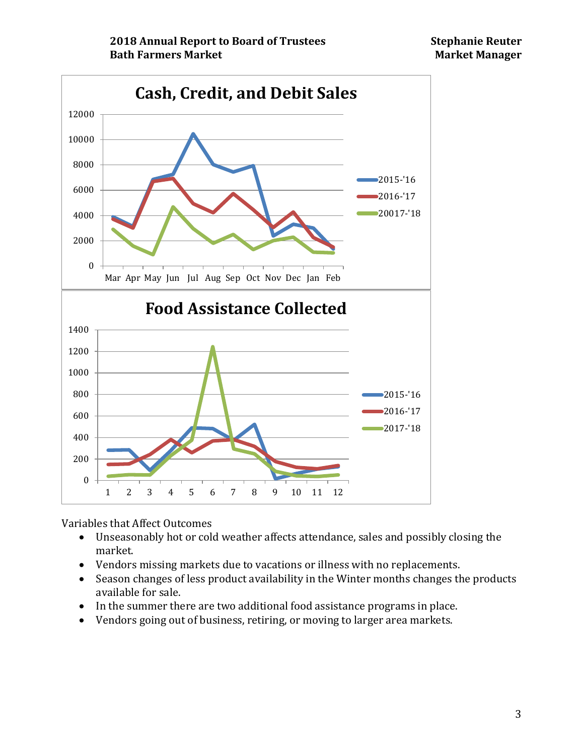Cash, Credit, and Debit Sales

Food Assistance Collected

Variables that Affect Outcomes

- Unseasonably hot or cold weather affects attendance, sales and possibly closing the market.
- Vendors missing markets due to vacations or illness with no replacements.
- Season changes of less product availability in the Winter months changes the products available for sale.
- In the summer there are two additional food assistance programs in place.
- Vendors going out of business, retiring, or moving to larger area markets.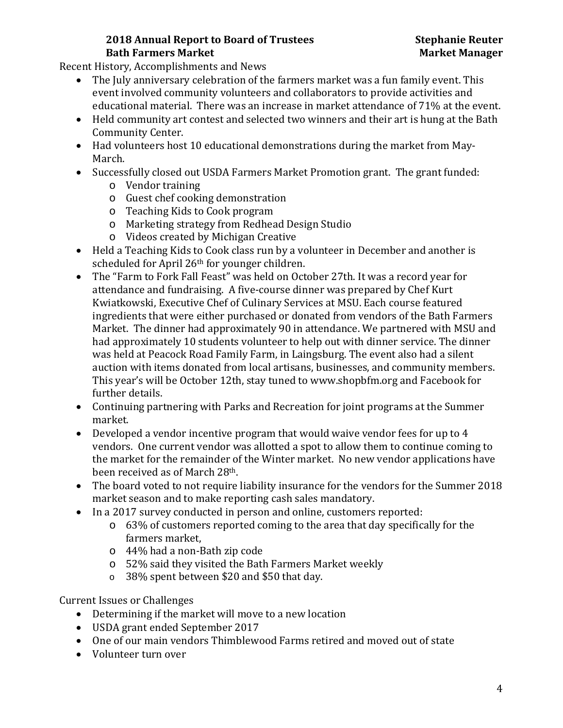**2018 Annual Report to Board of Trustees** **Stephanie Reuter**
**Bath Farmers Market** **Market Manager**

Recent History, Accomplishments and News

- The July anniversary celebration of the farmers market was a fun family event. This event involved community volunteers and collaborators to provide activities and educational material. There was an increase in market attendance of 71% at the event.
- Held community art contest and selected two winners and their art is hung at the Bath Community Center.
- Had volunteers host 10 educational demonstrations during the market from May-March.
- Successfully closed out USDA Farmers Market Promotion grant. The grant funded:
  - Vendor training
  - Guest chef cooking demonstration
  - Teaching Kids to Cook program
  - Marketing strategy from Redhead Design Studio
  - Videos created by Michigan Creative
- Held a Teaching Kids to Cook class run by a volunteer in December and another is scheduled for April 26th for younger children.
- The "Farm to Fork Fall Feast" was held on October 27th. It was a record year for attendance and fundraising. A five-course dinner was prepared by Chef Kurt Kwiatkowski, Executive Chef of Culinary Services at MSU. Each course featured ingredients that were either purchased or donated from vendors of the Bath Farmers Market. The dinner had approximately 90 in attendance. We partnered with MSU and had approximately 10 students volunteer to help out with dinner service. The dinner was held at Peacock Road Family Farm, in Laingsburg. The event also had a silent auction with items donated from local artisans, businesses, and community members. This year's will be October 12th, stay tuned to www.shopbfm.org and Facebook for further details.
- Continuing partnering with Parks and Recreation for joint programs at the Summer market.
- Developed a vendor incentive program that would waive vendor fees for up to 4 vendors. One current vendor was allotted a spot to allow them to continue coming to the market for the remainder of the Winter market. No new vendor applications have been received as of March 28th.
- The board voted to not require liability insurance for the vendors for the Summer 2018 market season and to make reporting cash sales mandatory.
- In a 2017 survey conducted in person and online, customers reported:
  - 63% of customers reported coming to the area that day specifically for the farmers market,
  - 44% had a non-Bath zip code
  - 52% said they visited the Bath Farmers Market weekly
  - 38% spent between $20 and $50 that day.

Current Issues or Challenges

- Determining if the market will move to a new location
- USDA grant ended September 2017
- One of our main vendors Thimblewood Farms retired and moved out of state
- Volunteer turn over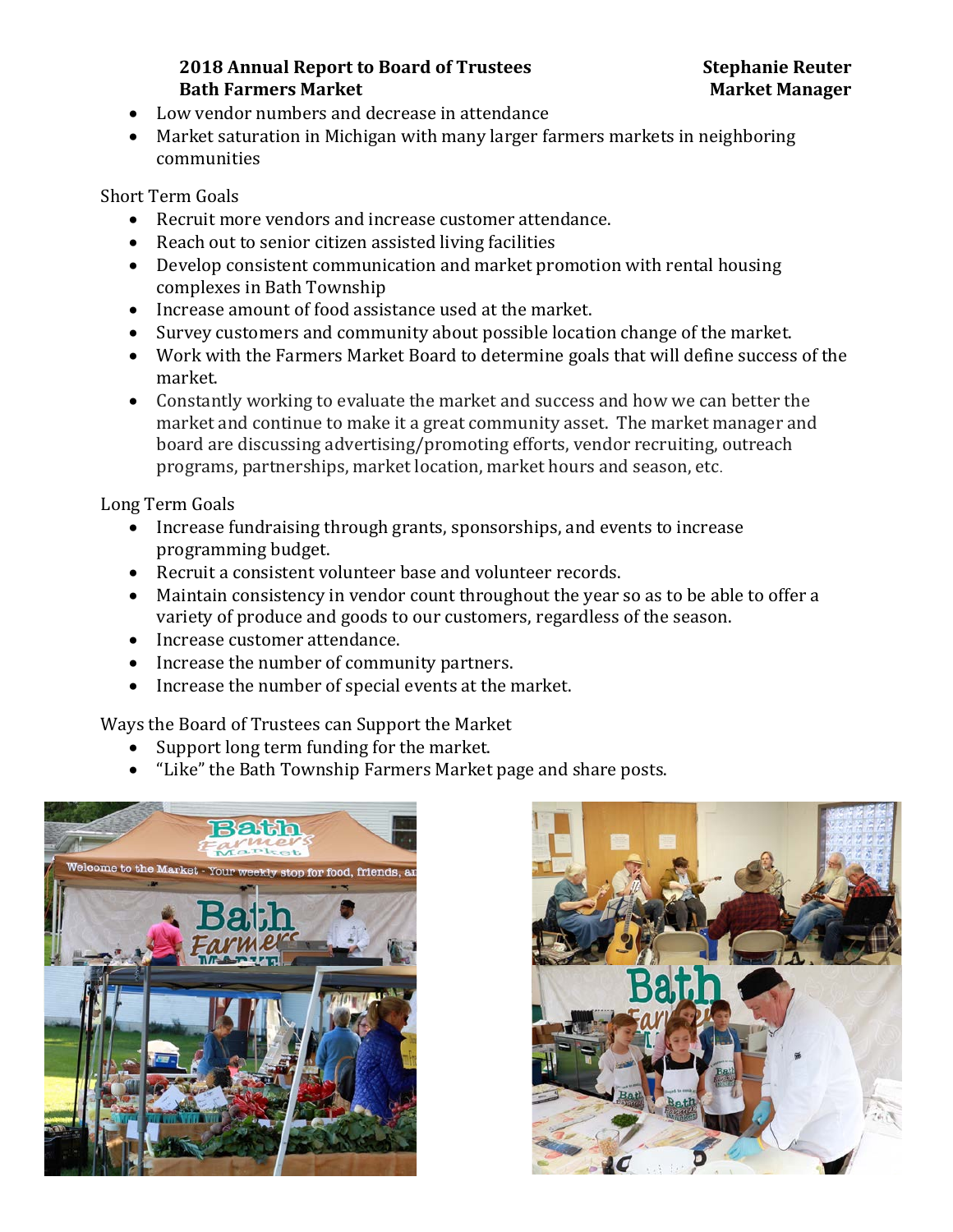**2018 Annual Report to Board of Trustees** **Stephanie Reuter**
**Bath Farmers Market** **Market Manager**

- Low vendor numbers and decrease in attendance
- Market saturation in Michigan with many larger farmers markets in neighboring communities

Short Term Goals

- Recruit more vendors and increase customer attendance.
- Reach out to senior citizen assisted living facilities
- Develop consistent communication and market promotion with rental housing complexes in Bath Township
- Increase amount of food assistance used at the market.
- Survey customers and community about possible location change of the market.
- Work with the Farmers Market Board to determine goals that will define success of the market.
- Constantly working to evaluate the market and success and how we can better the market and continue to make it a great community asset. The market manager and board are discussing advertising/promoting efforts, vendor recruiting, outreach programs, partnerships, market location, market hours and season, etc.

Long Term Goals

- Increase fundraising through grants, sponsorships, and events to increase programming budget.
- Recruit a consistent volunteer base and volunteer records.
- Maintain consistency in vendor count throughout the year so as to be able to offer a variety of produce and goods to our customers, regardless of the season.
- Increase customer attendance.
- Increase the number of community partners.
- Increase the number of special events at the market.

Ways the Board of Trustees can Support the Market

- Support long term funding for the market.
- “Like” the Bath Township Farmers Market page and share posts.